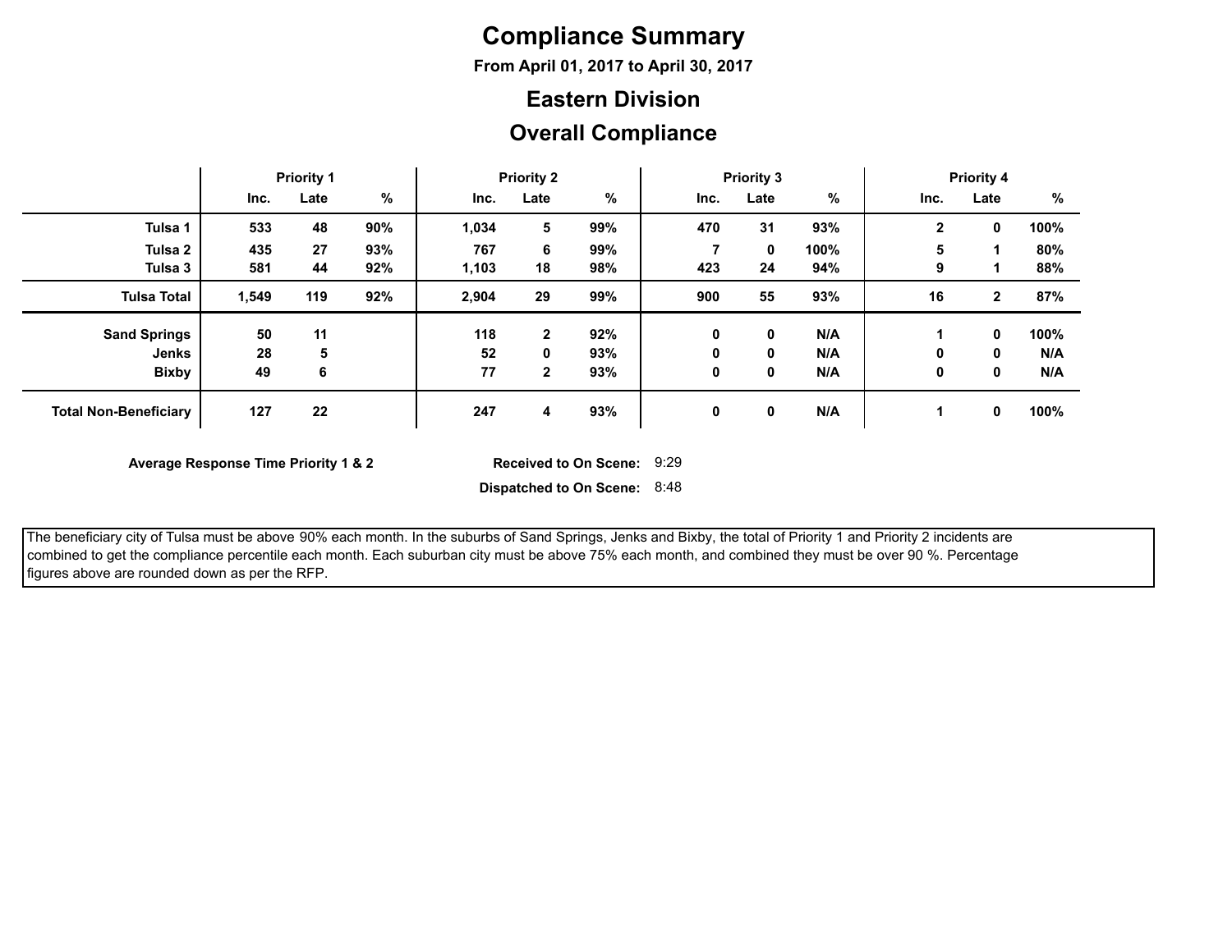# Compliance Summary

**From April 01, 2017 to April 30, 2017**

## Eastern Division

## Overall Compliance

| | Priority 1 | | | Priority 2 | | | Priority 3 | | | Priority 4 | | |
|---|---|---|---|---|---|---|---|---|---|---|---|---|
| | Inc. | Late | % | Inc. | Late | % | Inc. | Late | % | Inc. | Late | % |
| **Tulsa 1** | 533 | 48 | 90% | 1,034 | 5 | 99% | 470 | 31 | 93% | 2 | 0 | 100% |
| **Tulsa 2** | 435 | 27 | 93% | 767 | 6 | 99% | 7 | 0 | 100% | 5 | 1 | 80% |
| **Tulsa 3** | 581 | 44 | 92% | 1,103 | 18 | 98% | 423 | 24 | 94% | 9 | 1 | 88% |
| **Tulsa Total** | 1,549 | 119 | 92% | 2,904 | 29 | 99% | 900 | 55 | 93% | 16 | 2 | 87% |
| **Sand Springs** | 50 | 11 | | 118 | 2 | 92% | 0 | 0 | N/A | 1 | 0 | 100% |
| **Jenks** | 28 | 5 | | 52 | 0 | 93% | 0 | 0 | N/A | 0 | 0 | N/A |
| **Bixby** | 49 | 6 | | 77 | 2 | 93% | 0 | 0 | N/A | 0 | 0 | N/A |
| **Total Non-Beneficiary** | 127 | 22 | | 247 | 4 | 93% | 0 | 0 | N/A | 1 | 0 | 100% |

**Average Response Time Priority 1 & 2**

**Received to On Scene:** 9:29

**Dispatched to On Scene:** 8:48

The beneficiary city of Tulsa must be above 90% each month. In the suburbs of Sand Springs, Jenks and Bixby, the total of Priority 1 and Priority 2 incidents are combined to get the compliance percentile each month. Each suburban city must be above 75% each month, and combined they must be over 90 %. Percentage figures above are rounded down as per the RFP.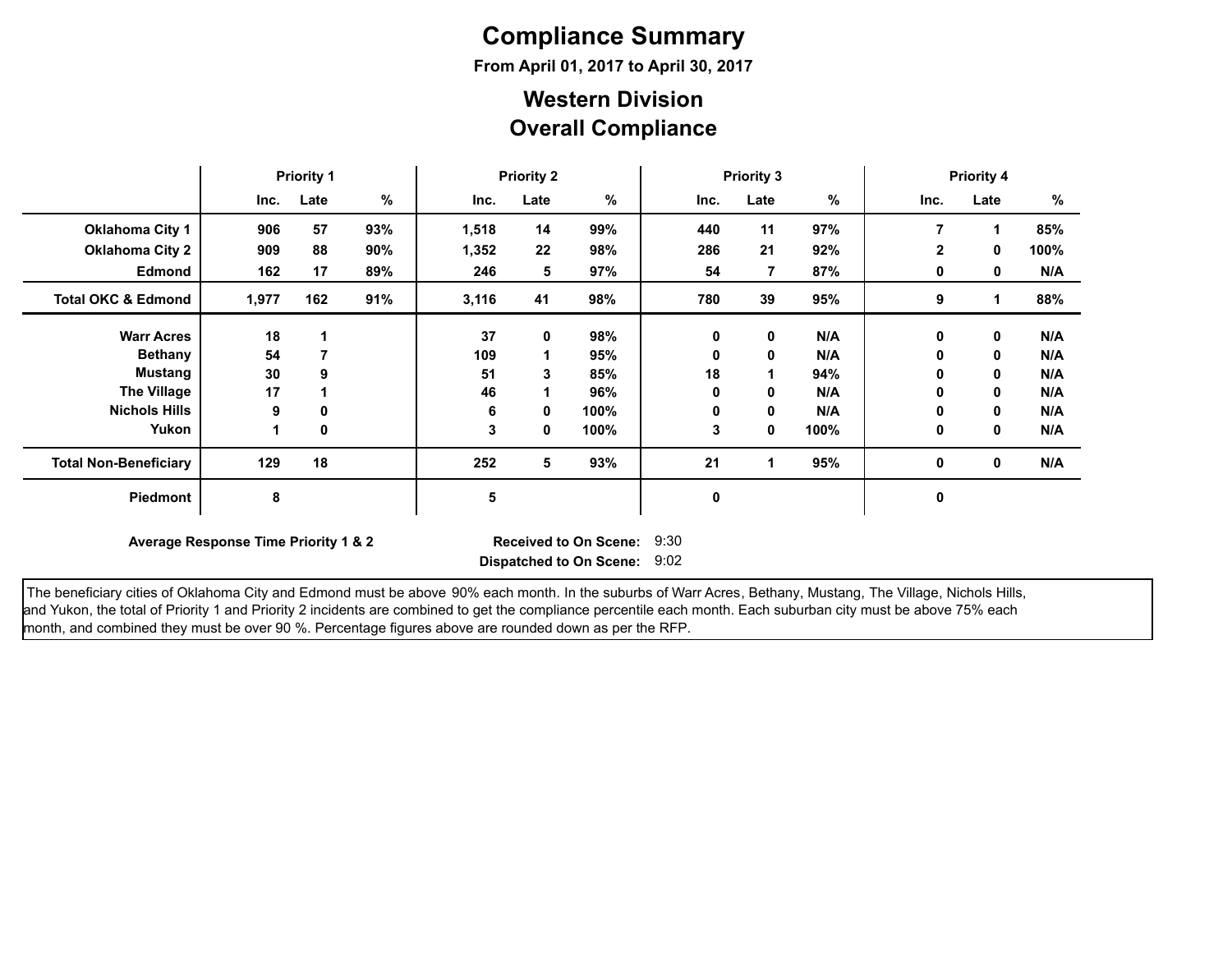# Compliance Summary

**From April 01, 2017 to April 30, 2017**

## Western Division
## Overall Compliance

| | Priority 1 | | | Priority 2 | | | Priority 3 | | | Priority 4 | | |
|---|---|---|---|---|---|---|---|---|---|---|---|---|
| | Inc. | Late | % | Inc. | Late | % | Inc. | Late | % | Inc. | Late | % |
| **Oklahoma City 1** | 906 | 57 | 93% | 1,518 | 14 | 99% | 440 | 11 | 97% | 7 | 1 | 85% |
| **Oklahoma City 2** | 909 | 88 | 90% | 1,352 | 22 | 98% | 286 | 21 | 92% | 2 | 0 | 100% |
| **Edmond** | 162 | 17 | 89% | 246 | 5 | 97% | 54 | 7 | 87% | 0 | 0 | N/A |
| **Total OKC & Edmond** | 1,977 | 162 | 91% | 3,116 | 41 | 98% | 780 | 39 | 95% | 9 | 1 | 88% |
| **Warr Acres** | 18 | 1 | | 37 | 0 | 98% | 0 | 0 | N/A | 0 | 0 | N/A |
| **Bethany** | 54 | 7 | | 109 | 1 | 95% | 0 | 0 | N/A | 0 | 0 | N/A |
| **Mustang** | 30 | 9 | | 51 | 3 | 85% | 18 | 1 | 94% | 0 | 0 | N/A |
| **The Village** | 17 | 1 | | 46 | 1 | 96% | 0 | 0 | N/A | 0 | 0 | N/A |
| **Nichols Hills** | 9 | 0 | | 6 | 0 | 100% | 0 | 0 | N/A | 0 | 0 | N/A |
| **Yukon** | 1 | 0 | | 3 | 0 | 100% | 3 | 0 | 100% | 0 | 0 | N/A |
| **Total Non-Beneficiary** | 129 | 18 | | 252 | 5 | 93% | 21 | 1 | 95% | 0 | 0 | N/A |
| **Piedmont** | 8 | | | 5 | | | 0 | | | 0 | | |

**Average Response Time Priority 1 & 2**

**Received to On Scene:** 9:30

**Dispatched to On Scene:** 9:02

The beneficiary cities of Oklahoma City and Edmond must be above 90% each month. In the suburbs of Warr Acres, Bethany, Mustang, The Village, Nichols Hills, and Yukon, the total of Priority 1 and Priority 2 incidents are combined to get the compliance percentile each month. Each suburban city must be above 75% each month, and combined they must be over 90 %. Percentage figures above are rounded down as per the RFP.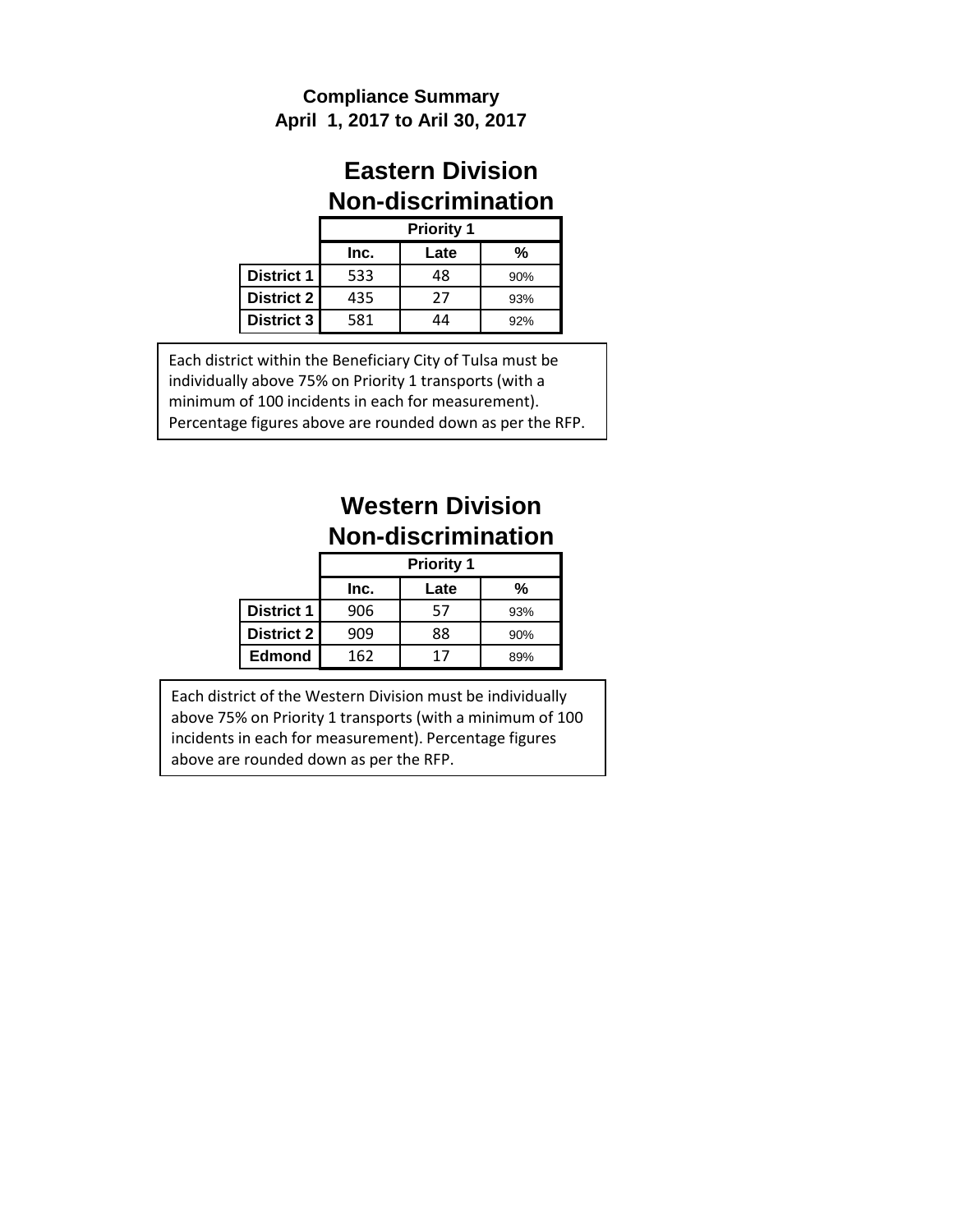**Compliance Summary**
**April  1, 2017 to Aril 30, 2017**

## Eastern Division
## Non-discrimination

| | Priority 1 | | |
|---|---|---|---|
| | **Inc.** | **Late** | **%** |
| **District 1** | 533 | 48 | 90% |
| **District 2** | 435 | 27 | 93% |
| **District 3** | 581 | 44 | 92% |

Each district within the Beneficiary City of Tulsa must be individually above 75% on Priority 1 transports (with a minimum of 100 incidents in each for measurement). Percentage figures above are rounded down as per the RFP.

## Western Division
## Non-discrimination

| | Priority 1 | | |
|---|---|---|---|
| | **Inc.** | **Late** | **%** |
| **District 1** | 906 | 57 | 93% |
| **District 2** | 909 | 88 | 90% |
| **Edmond** | 162 | 17 | 89% |

Each district of the Western Division must be individually above 75% on Priority 1 transports (with a minimum of 100 incidents in each for measurement). Percentage figures above are rounded down as per the RFP.